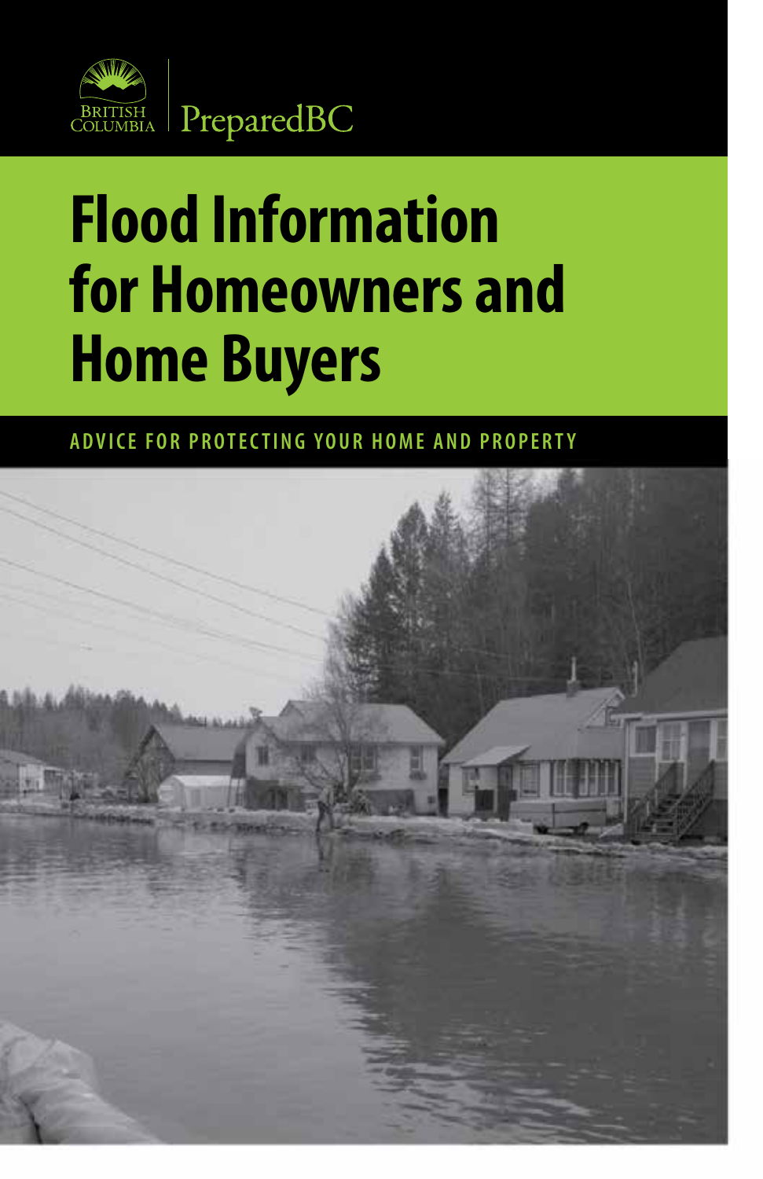BRITISH COLUMBIA | PreparedBC

# Flood Information for Homeowners and Home Buyers

ADVICE FOR PROTECTING YOUR HOME AND PROPERTY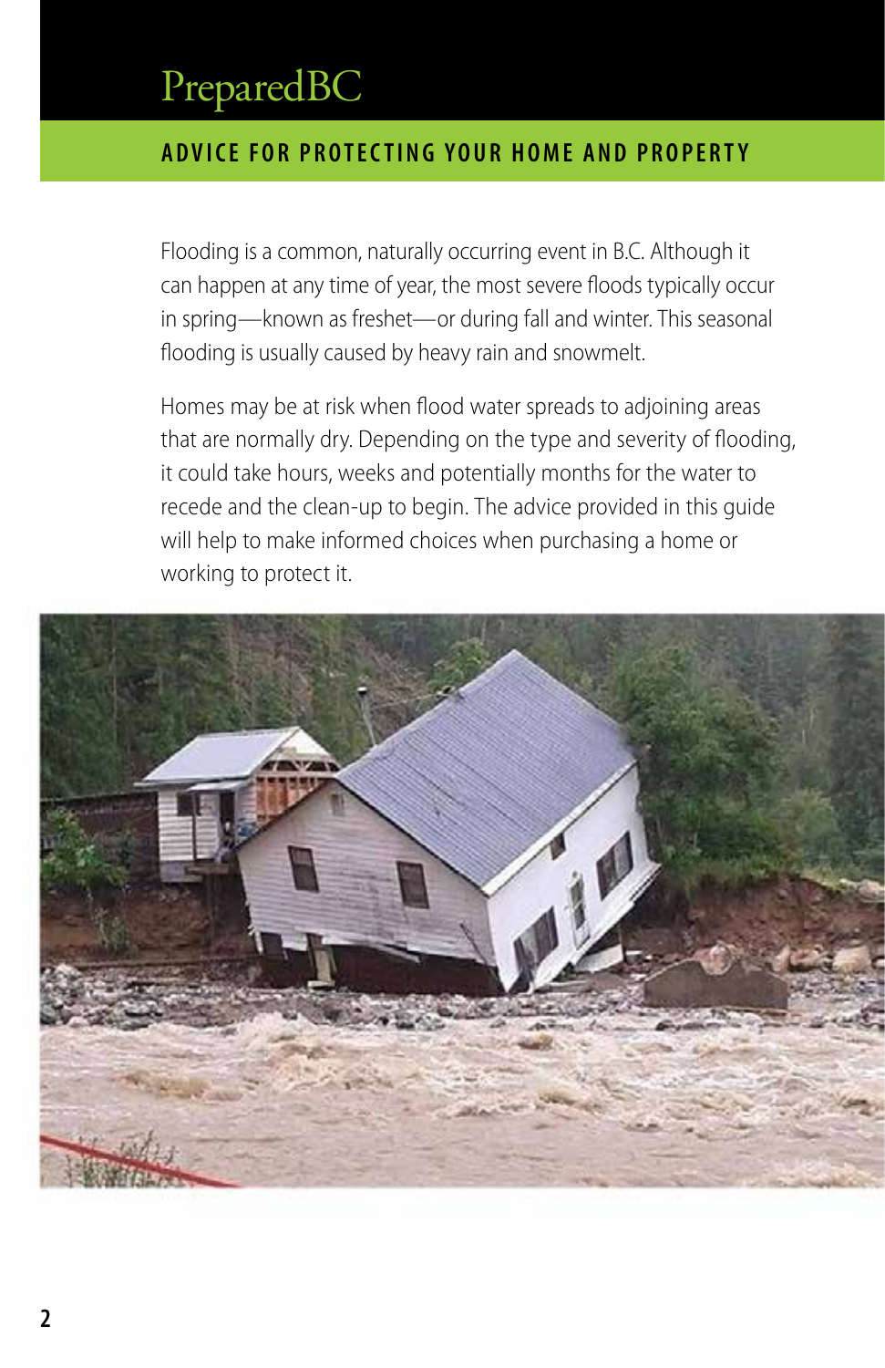# PreparedBC

## ADVICE FOR PROTECTING YOUR HOME AND PROPERTY

Flooding is a common, naturally occurring event in B.C. Although it can happen at any time of year, the most severe floods typically occur in spring—known as freshet—or during fall and winter. This seasonal flooding is usually caused by heavy rain and snowmelt.

Homes may be at risk when flood water spreads to adjoining areas that are normally dry. Depending on the type and severity of flooding, it could take hours, weeks and potentially months for the water to recede and the clean-up to begin. The advice provided in this guide will help to make informed choices when purchasing a home or working to protect it.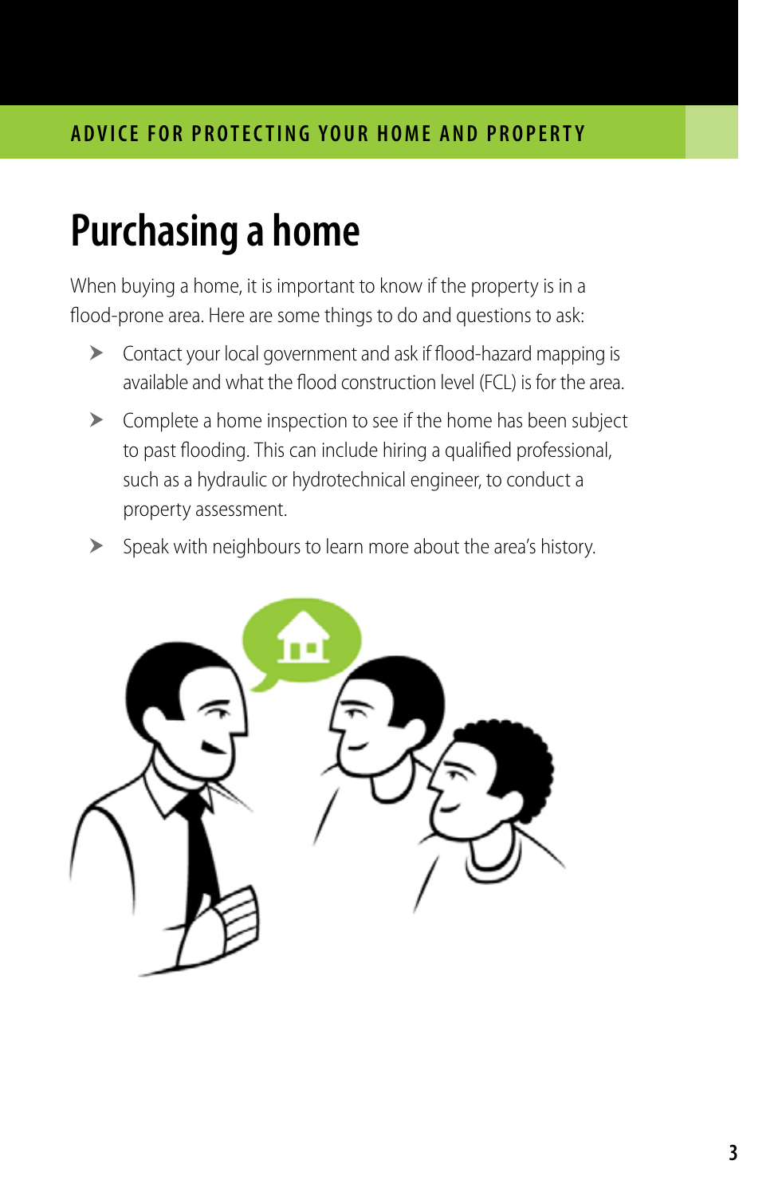# Purchasing a home

When buying a home, it is important to know if the property is in a flood-prone area. Here are some things to do and questions to ask:

- Contact your local government and ask if flood-hazard mapping is available and what the flood construction level (FCL) is for the area.
- Complete a home inspection to see if the home has been subject to past flooding. This can include hiring a qualified professional, such as a hydraulic or hydrotechnical engineer, to conduct a property assessment.
- Speak with neighbours to learn more about the area's history.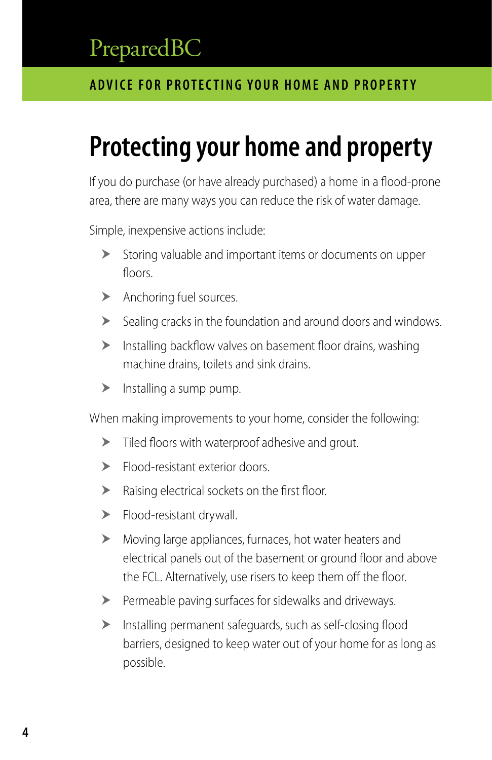# Protecting your home and property

If you do purchase (or have already purchased) a home in a flood-prone area, there are many ways you can reduce the risk of water damage.

Simple, inexpensive actions include:

- Storing valuable and important items or documents on upper floors.
- Anchoring fuel sources.
- Sealing cracks in the foundation and around doors and windows.
- Installing backflow valves on basement floor drains, washing machine drains, toilets and sink drains.
- Installing a sump pump.

When making improvements to your home, consider the following:

- Tiled floors with waterproof adhesive and grout.
- Flood-resistant exterior doors.
- Raising electrical sockets on the first floor.
- Flood-resistant drywall.
- Moving large appliances, furnaces, hot water heaters and electrical panels out of the basement or ground floor and above the FCL. Alternatively, use risers to keep them off the floor.
- Permeable paving surfaces for sidewalks and driveways.
- Installing permanent safeguards, such as self-closing flood barriers, designed to keep water out of your home for as long as possible.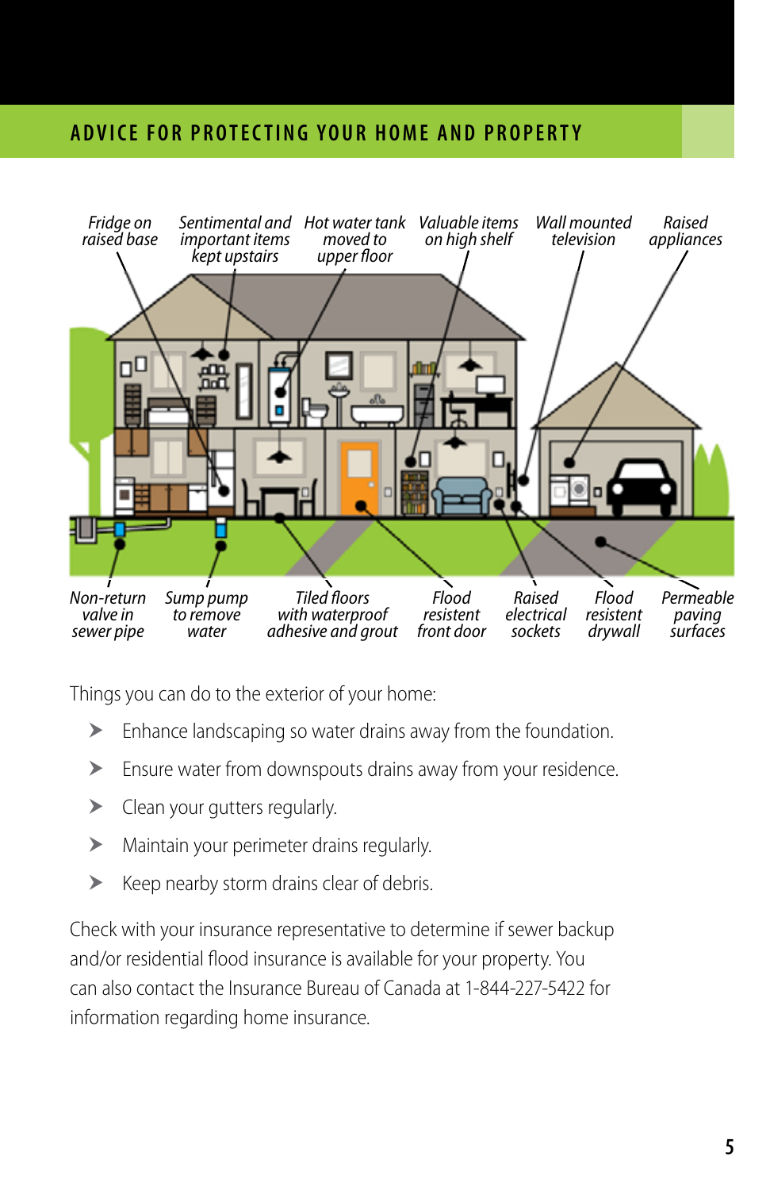## ADVICE FOR PROTECTING YOUR HOME AND PROPERTY

*Fridge on raised base*
*Sentimental and important items kept upstairs*
*Hot water tank moved to upper floor*
*Valuable items on high shelf*
*Wall mounted television*
*Raised appliances*

*Non-return valve in sewer pipe*
*Sump pump to remove water*
*Tiled floors with waterproof adhesive and grout*
*Flood resistent front door*
*Raised electrical sockets*
*Flood resistent drywall*
*Permeable paving surfaces*

Things you can do to the exterior of your home:

- Enhance landscaping so water drains away from the foundation.
- Ensure water from downspouts drains away from your residence.
- Clean your gutters regularly.
- Maintain your perimeter drains regularly.
- Keep nearby storm drains clear of debris.

Check with your insurance representative to determine if sewer backup and/or residential flood insurance is available for your property. You can also contact the Insurance Bureau of Canada at 1-844-227-5422 for information regarding home insurance.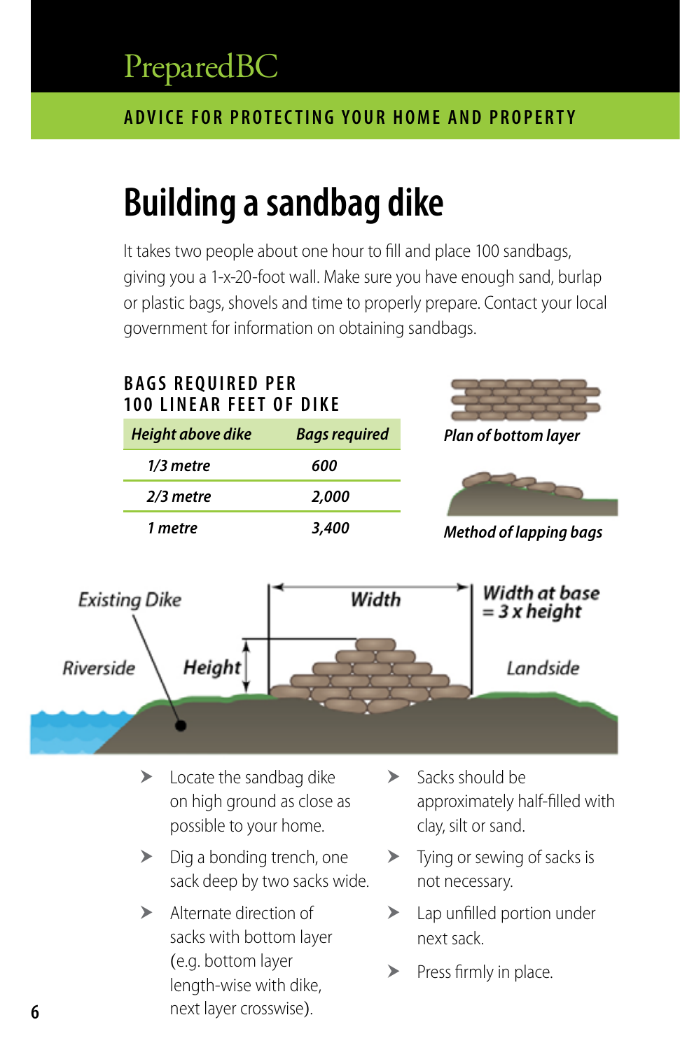PreparedBC

ADVICE FOR PROTECTING YOUR HOME AND PROPERTY

# Building a sandbag dike

It takes two people about one hour to fill and place 100 sandbags, giving you a 1-x-20-foot wall. Make sure you have enough sand, burlap or plastic bags, shovels and time to properly prepare. Contact your local government for information on obtaining sandbags.

## BAGS REQUIRED PER 100 LINEAR FEET OF DIKE

| *Height above dike* | *Bags required* |
|---|---|
| *1/3 metre* | *600* |
| *2/3 metre* | *2,000* |
| *1 metre* | *3,400* |

*Plan of bottom layer*

*Method of lapping bags*

*Existing Dike* — *Riverside* — *Height* — *Width* — *Width at base = 3 x height* — *Landside*

- Locate the sandbag dike on high ground as close as possible to your home.
- Dig a bonding trench, one sack deep by two sacks wide.
- Alternate direction of sacks with bottom layer (e.g. bottom layer length-wise with dike, next layer crosswise).
- Sacks should be approximately half-filled with clay, silt or sand.
- Tying or sewing of sacks is not necessary.
- Lap unfilled portion under next sack.
- Press firmly in place.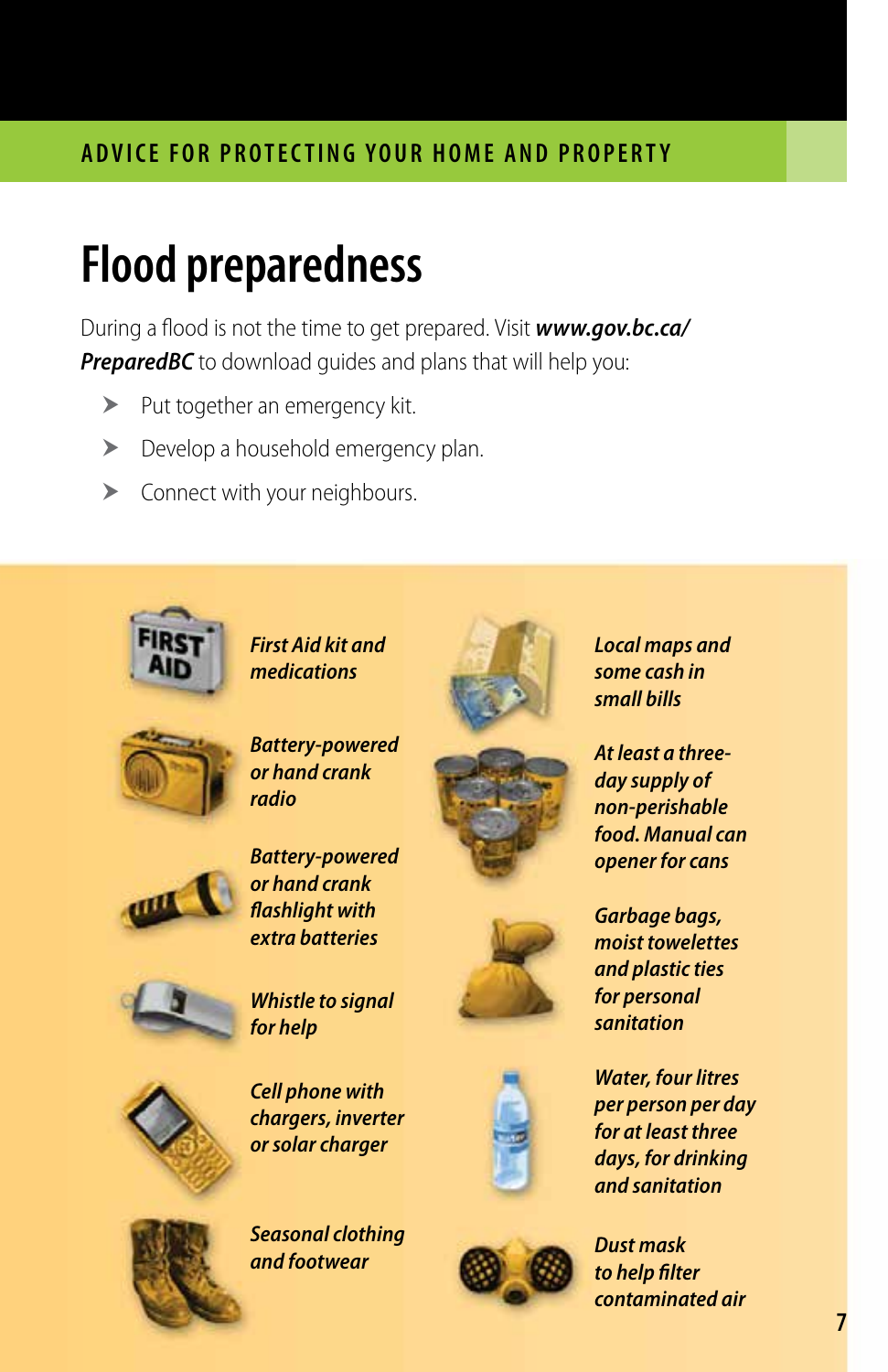# Flood preparedness

During a flood is not the time to get prepared. Visit ***www.gov.bc.ca/PreparedBC*** to download guides and plans that will help you:

- Put together an emergency kit.
- Develop a household emergency plan.
- Connect with your neighbours.

- ***First Aid kit and medications***
- ***Battery-powered or hand crank radio***
- ***Battery-powered or hand crank flashlight with extra batteries***
- ***Whistle to signal for help***
- ***Cell phone with chargers, inverter or solar charger***
- ***Seasonal clothing and footwear***
- ***Local maps and some cash in small bills***
- ***At least a three-day supply of non-perishable food. Manual can opener for cans***
- ***Garbage bags, moist towelettes and plastic ties for personal sanitation***
- ***Water, four litres per person per day for at least three days, for drinking and sanitation***
- ***Dust mask to help filter contaminated air***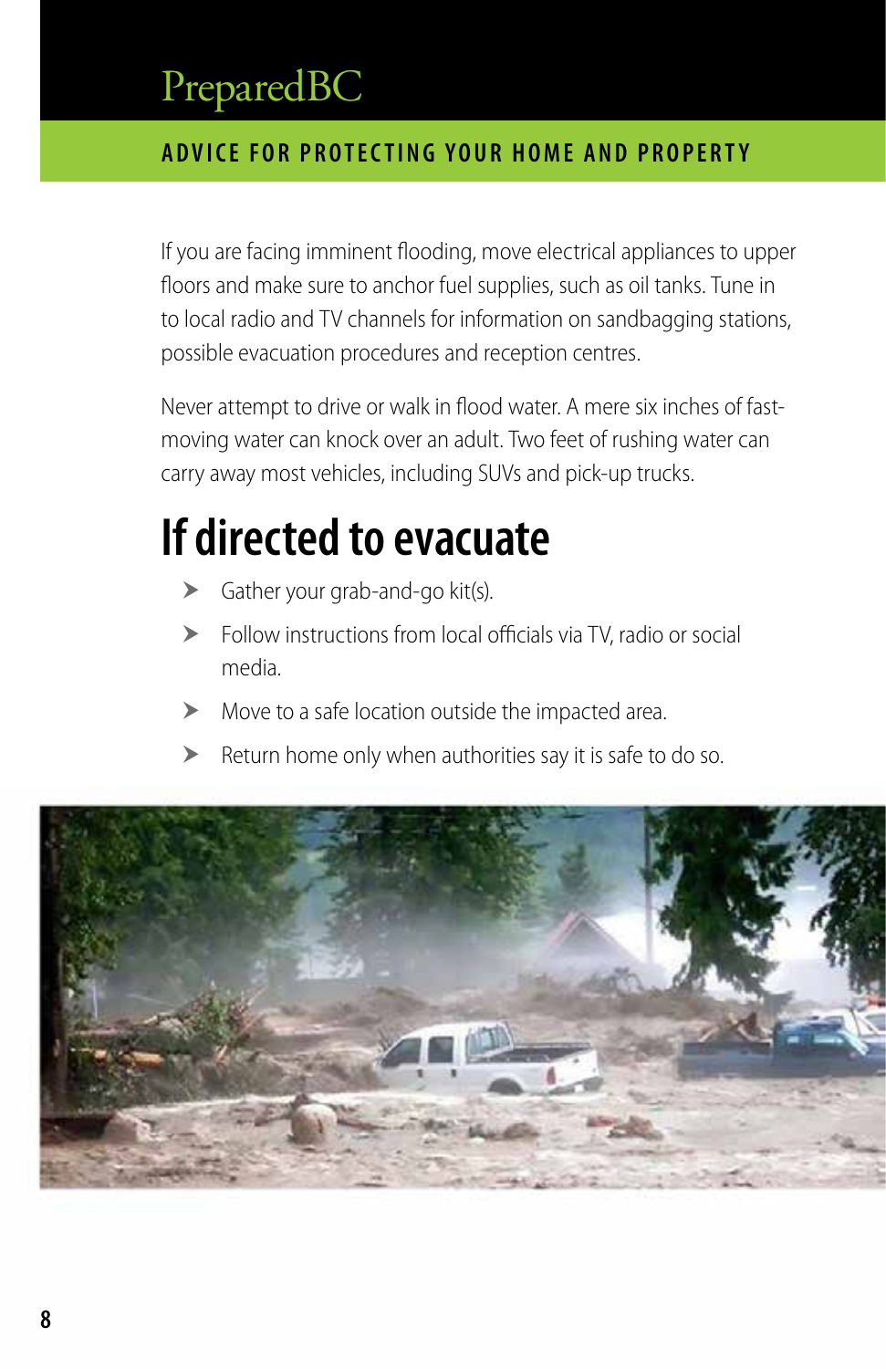If you are facing imminent flooding, move electrical appliances to upper floors and make sure to anchor fuel supplies, such as oil tanks. Tune in to local radio and TV channels for information on sandbagging stations, possible evacuation procedures and reception centres.

Never attempt to drive or walk in flood water. A mere six inches of fast-moving water can knock over an adult. Two feet of rushing water can carry away most vehicles, including SUVs and pick-up trucks.

# If directed to evacuate

- Gather your grab-and-go kit(s).
- Follow instructions from local officials via TV, radio or social media.
- Move to a safe location outside the impacted area.
- Return home only when authorities say it is safe to do so.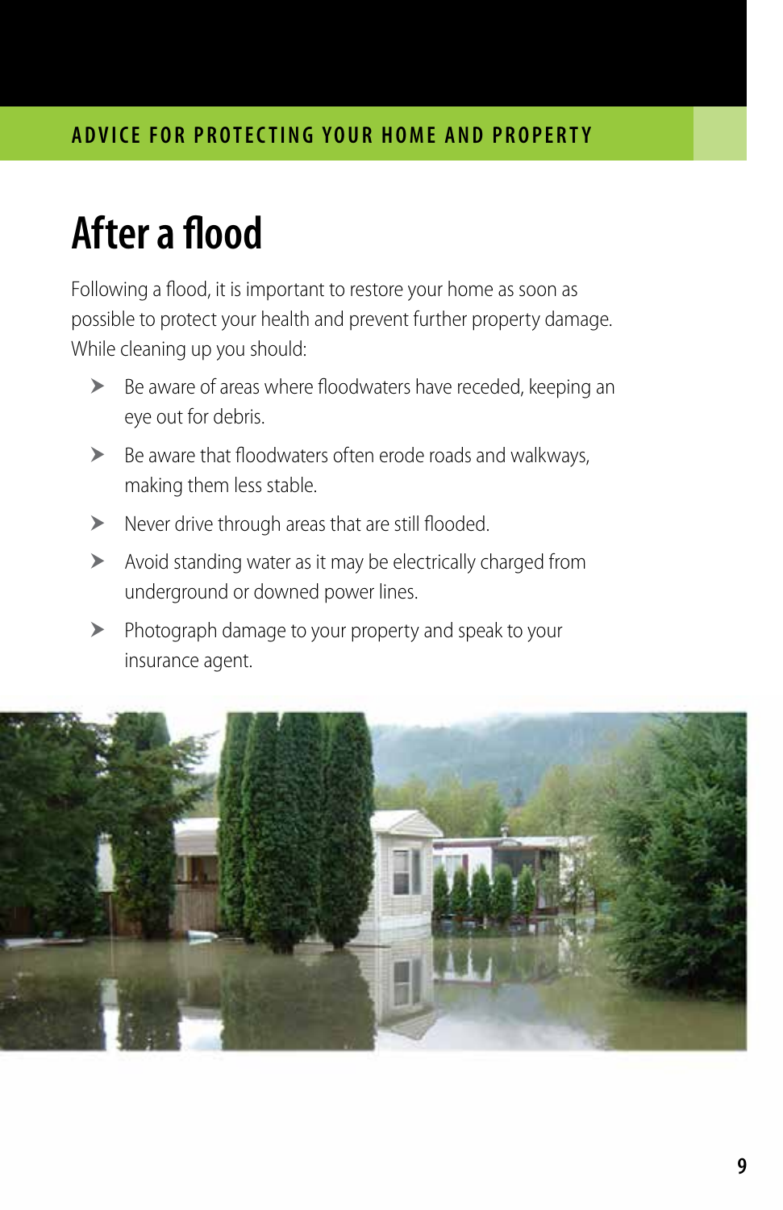# After a flood

Following a flood, it is important to restore your home as soon as possible to protect your health and prevent further property damage. While cleaning up you should:

- Be aware of areas where floodwaters have receded, keeping an eye out for debris.
- Be aware that floodwaters often erode roads and walkways, making them less stable.
- Never drive through areas that are still flooded.
- Avoid standing water as it may be electrically charged from underground or downed power lines.
- Photograph damage to your property and speak to your insurance agent.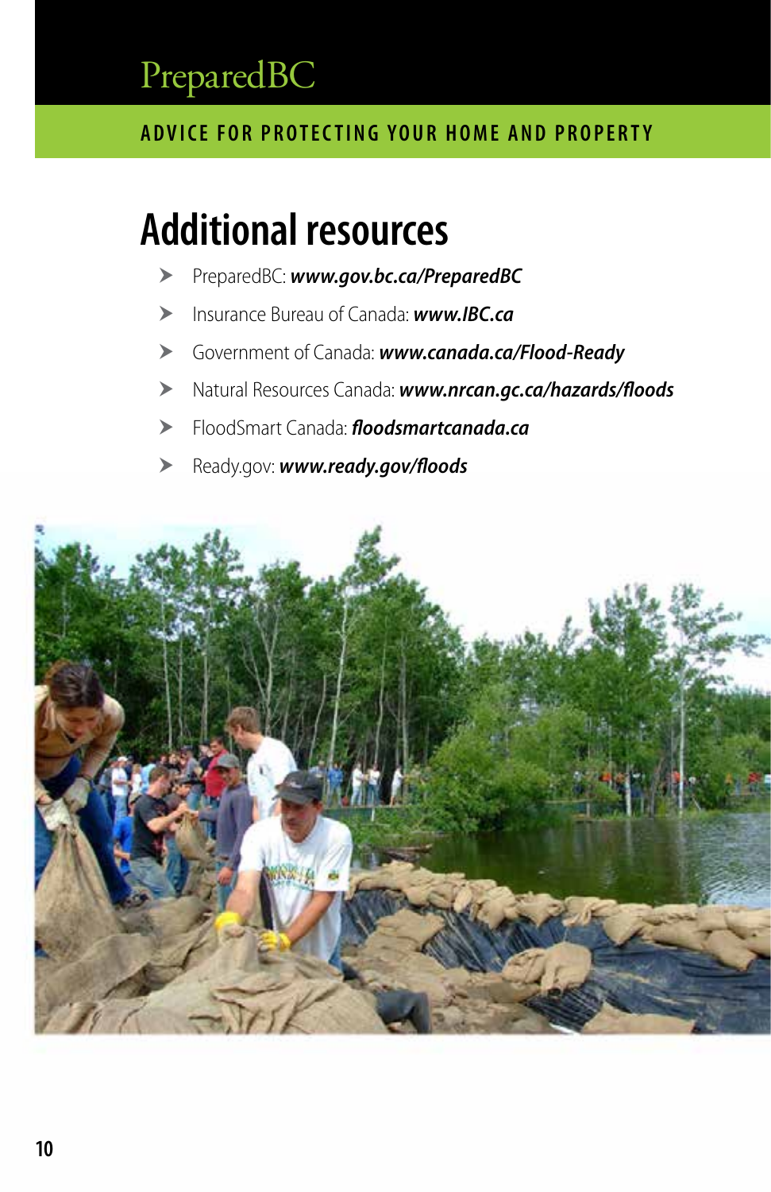# Additional resources

- PreparedBC: ***www.gov.bc.ca/PreparedBC***
- Insurance Bureau of Canada: ***www.IBC.ca***
- Government of Canada: ***www.canada.ca/Flood-Ready***
- Natural Resources Canada: ***www.nrcan.gc.ca/hazards/floods***
- FloodSmart Canada: ***floodsmartcanada.ca***
- Ready.gov: ***www.ready.gov/floods***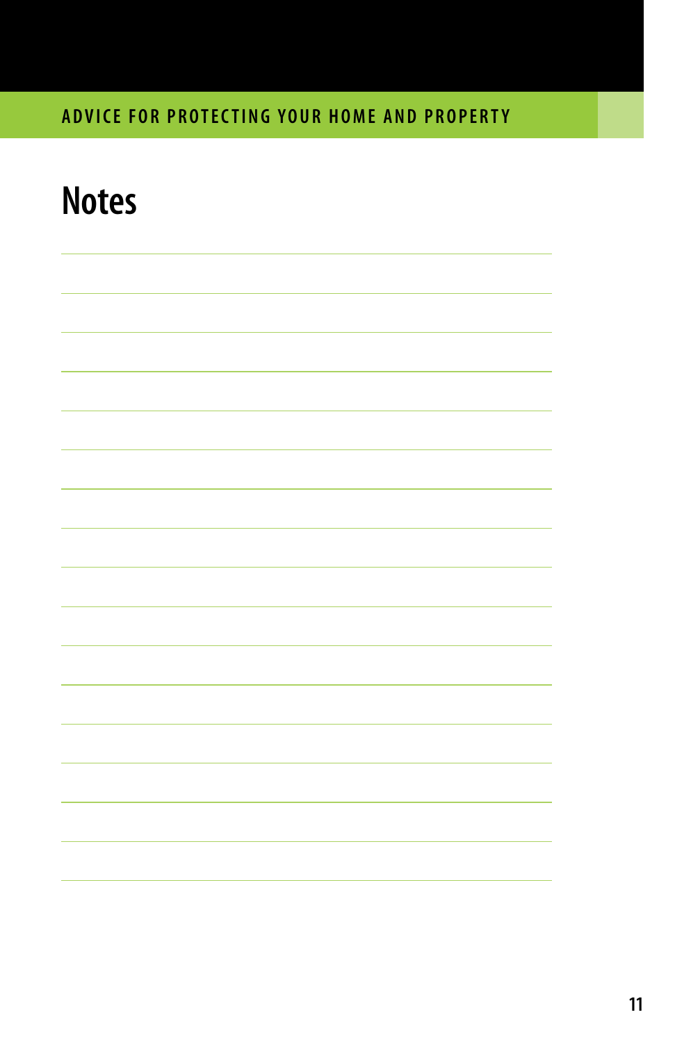# Notes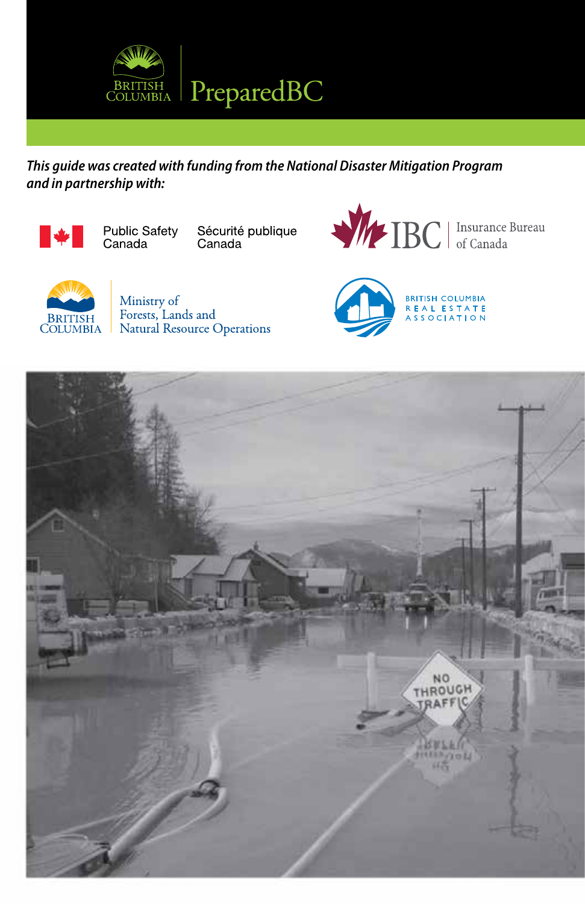BRITISH COLUMBIA

PreparedBC

***This guide was created with funding from the National Disaster Mitigation Program and in partnership with:***

Public Safety Canada — Sécurité publique Canada

IBC — Insurance Bureau of Canada

BRITISH COLUMBIA — Ministry of Forests, Lands and Natural Resource Operations

BRITISH COLUMBIA REAL ESTATE ASSOCIATION